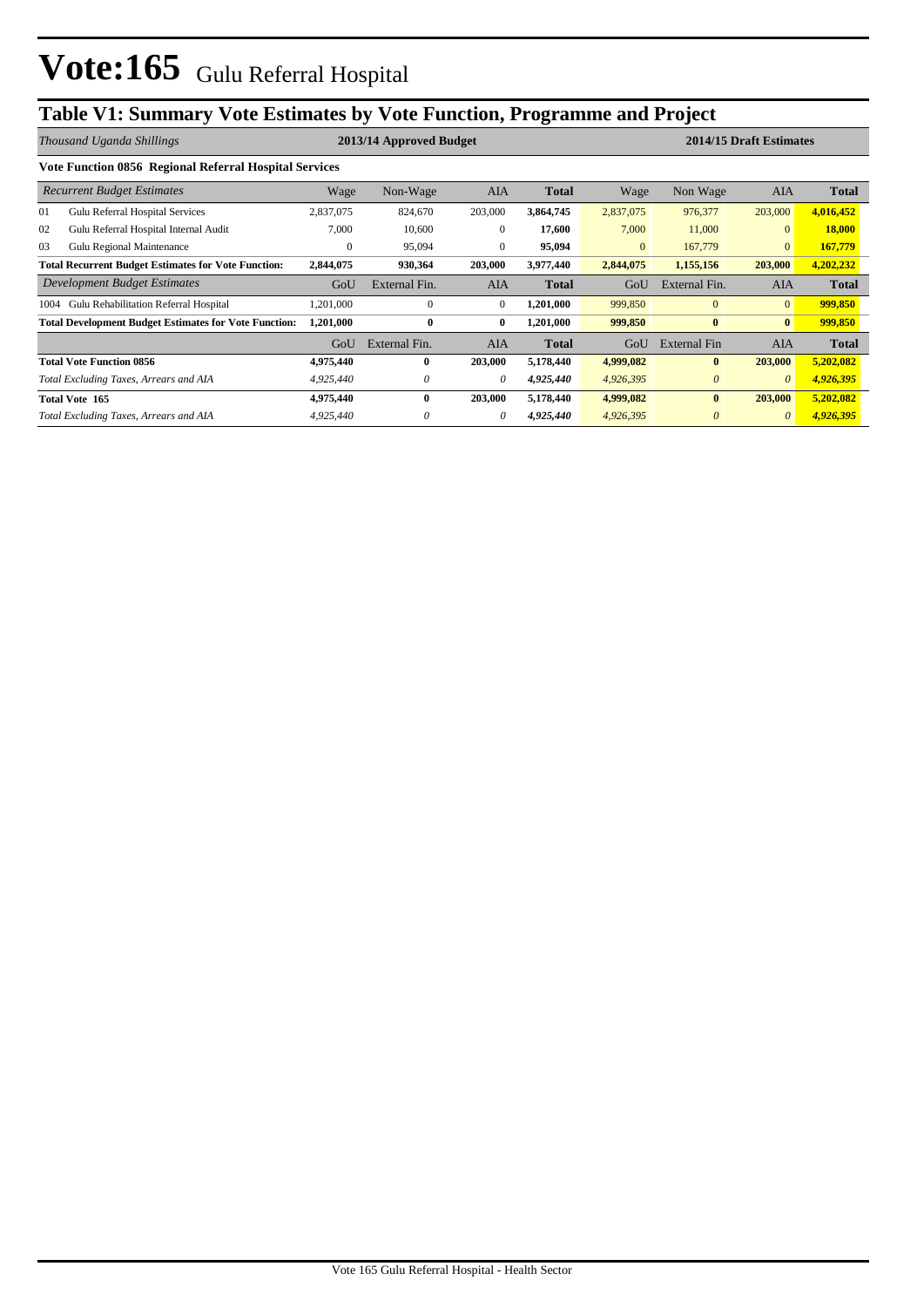# Vote:165 Gulu Referral Hospital

## Table V1: Summary Vote Estimates by Vote Function, Programme and Project

| *Thousand Uganda Shillings* | 2013/14 Approved Budget | | | | 2014/15 Draft Estimates | | | |
|---|---|---|---|---|---|---|---|---|
| **Vote Function 0856 Regional Referral Hospital Services** | | | | | | | | |
| *Recurrent Budget Estimates* | Wage | Non-Wage | AIA | **Total** | Wage | Non Wage | AIA | **Total** |
| 01 Gulu Referral Hospital Services | 2,837,075 | 824,670 | 203,000 | **3,864,745** | 2,837,075 | 976,377 | 203,000 | **4,016,452** |
| 02 Gulu Referral Hospital Internal Audit | 7,000 | 10,600 | 0 | **17,600** | 7,000 | 11,000 | 0 | **18,000** |
| 03 Gulu Regional Maintenance | 0 | 95,094 | 0 | **95,094** | 0 | 167,779 | 0 | **167,779** |
| **Total Recurrent Budget Estimates for Vote Function:** | **2,844,075** | **930,364** | **203,000** | **3,977,440** | **2,844,075** | **1,155,156** | **203,000** | **4,202,232** |
| *Development Budget Estimates* | GoU | External Fin. | AIA | **Total** | GoU | External Fin. | AIA | **Total** |
| 1004 Gulu Rehabilitation Referral Hospital | 1,201,000 | 0 | 0 | **1,201,000** | 999,850 | 0 | 0 | **999,850** |
| **Total Development Budget Estimates for Vote Function:** | **1,201,000** | **0** | **0** | **1,201,000** | **999,850** | **0** | **0** | **999,850** |
| | GoU | External Fin. | AIA | **Total** | GoU | External Fin | AIA | **Total** |
| **Total Vote Function 0856** | **4,975,440** | **0** | **203,000** | **5,178,440** | **4,999,082** | **0** | **203,000** | **5,202,082** |
| *Total Excluding Taxes, Arrears and AIA* | *4,925,440* | *0* | *0* | ***4,925,440*** | *4,926,395* | *0* | *0* | ***4,926,395*** |
| **Total Vote 165** | **4,975,440** | **0** | **203,000** | **5,178,440** | **4,999,082** | **0** | **203,000** | **5,202,082** |
| *Total Excluding Taxes, Arrears and AIA* | *4,925,440* | *0* | *0* | ***4,925,440*** | *4,926,395* | *0* | *0* | ***4,926,395*** |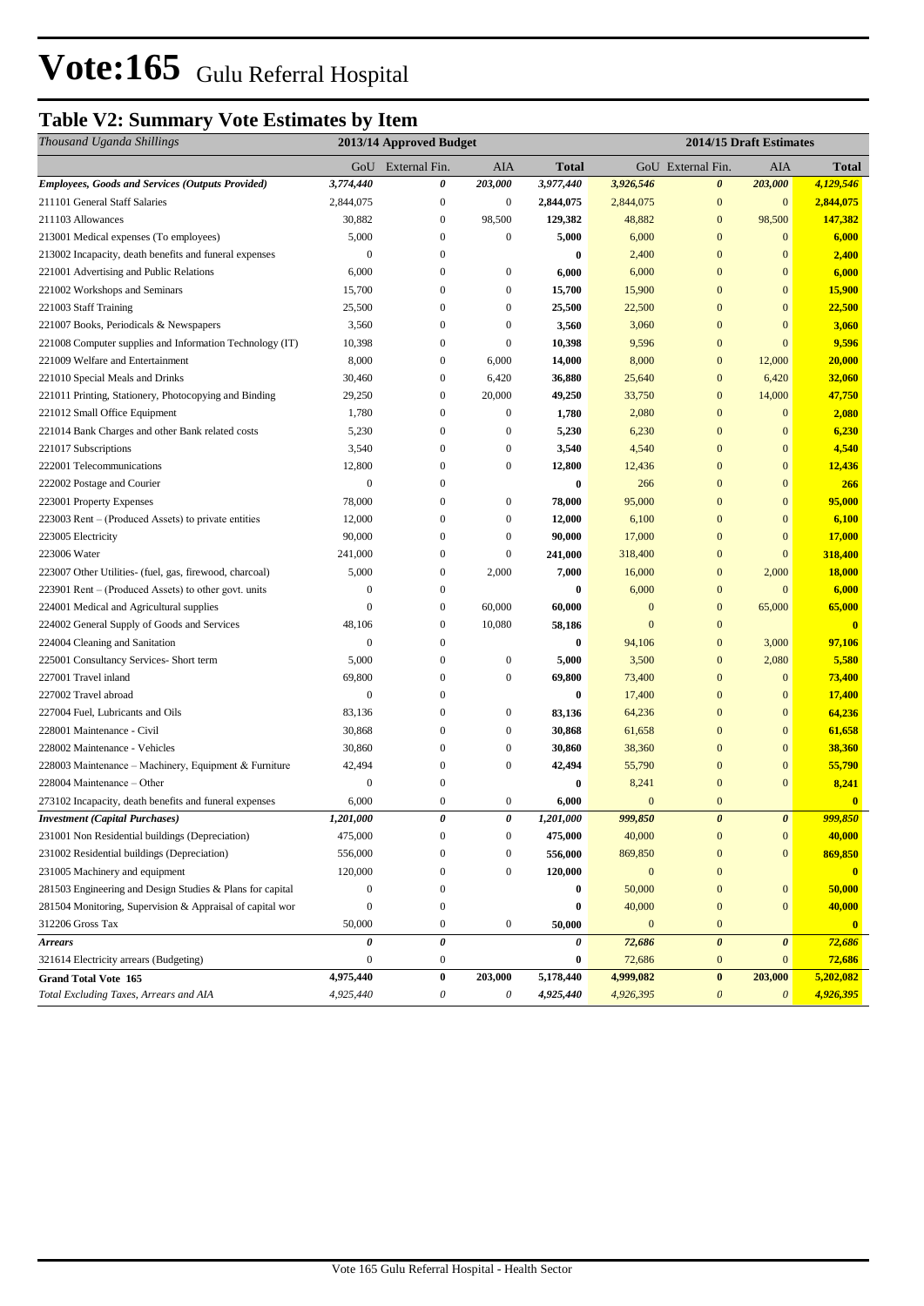# Vote:165 Gulu Referral Hospital

## Table V2: Summary Vote Estimates by Item

| *Thousand Uganda Shillings* | 2013/14 Approved Budget | | | | 2014/15 Draft Estimates | | | |
|---|---|---|---|---|---|---|---|---|
| | GoU | External Fin. | AIA | Total | GoU | External Fin. | AIA | Total |
| ***Employees, Goods and Services (Outputs Provided)*** | ***3,774,440*** | ***0*** | ***203,000*** | ***3,977,440*** | ***3,926,546*** | ***0*** | ***203,000*** | ***4,129,546*** |
| 211101 General Staff Salaries | 2,844,075 | 0 | 0 | **2,844,075** | 2,844,075 | 0 | 0 | **2,844,075** |
| 211103 Allowances | 30,882 | 0 | 98,500 | **129,382** | 48,882 | 0 | 98,500 | **147,382** |
| 213001 Medical expenses (To employees) | 5,000 | 0 | 0 | **5,000** | 6,000 | 0 | 0 | **6,000** |
| 213002 Incapacity, death benefits and funeral expenses | 0 | 0 | | **0** | 2,400 | 0 | 0 | **2,400** |
| 221001 Advertising and Public Relations | 6,000 | 0 | 0 | **6,000** | 6,000 | 0 | 0 | **6,000** |
| 221002 Workshops and Seminars | 15,700 | 0 | 0 | **15,700** | 15,900 | 0 | 0 | **15,900** |
| 221003 Staff Training | 25,500 | 0 | 0 | **25,500** | 22,500 | 0 | 0 | **22,500** |
| 221007 Books, Periodicals & Newspapers | 3,560 | 0 | 0 | **3,560** | 3,060 | 0 | 0 | **3,060** |
| 221008 Computer supplies and Information Technology (IT) | 10,398 | 0 | 0 | **10,398** | 9,596 | 0 | 0 | **9,596** |
| 221009 Welfare and Entertainment | 8,000 | 0 | 6,000 | **14,000** | 8,000 | 0 | 12,000 | **20,000** |
| 221010 Special Meals and Drinks | 30,460 | 0 | 6,420 | **36,880** | 25,640 | 0 | 6,420 | **32,060** |
| 221011 Printing, Stationery, Photocopying and Binding | 29,250 | 0 | 20,000 | **49,250** | 33,750 | 0 | 14,000 | **47,750** |
| 221012 Small Office Equipment | 1,780 | 0 | 0 | **1,780** | 2,080 | 0 | 0 | **2,080** |
| 221014 Bank Charges and other Bank related costs | 5,230 | 0 | 0 | **5,230** | 6,230 | 0 | 0 | **6,230** |
| 221017 Subscriptions | 3,540 | 0 | 0 | **3,540** | 4,540 | 0 | 0 | **4,540** |
| 222001 Telecommunications | 12,800 | 0 | 0 | **12,800** | 12,436 | 0 | 0 | **12,436** |
| 222002 Postage and Courier | 0 | 0 | | **0** | 266 | 0 | 0 | **266** |
| 223001 Property Expenses | 78,000 | 0 | 0 | **78,000** | 95,000 | 0 | 0 | **95,000** |
| 223003 Rent – (Produced Assets) to private entities | 12,000 | 0 | 0 | **12,000** | 6,100 | 0 | 0 | **6,100** |
| 223005 Electricity | 90,000 | 0 | 0 | **90,000** | 17,000 | 0 | 0 | **17,000** |
| 223006 Water | 241,000 | 0 | 0 | **241,000** | 318,400 | 0 | 0 | **318,400** |
| 223007 Other Utilities- (fuel, gas, firewood, charcoal) | 5,000 | 0 | 2,000 | **7,000** | 16,000 | 0 | 2,000 | **18,000** |
| 223901 Rent – (Produced Assets) to other govt. units | 0 | 0 | | **0** | 6,000 | 0 | 0 | **6,000** |
| 224001 Medical and Agricultural supplies | 0 | 0 | 60,000 | **60,000** | 0 | 0 | 65,000 | **65,000** |
| 224002 General Supply of Goods and Services | 48,106 | 0 | 10,080 | **58,186** | 0 | 0 | | **0** |
| 224004 Cleaning and Sanitation | 0 | 0 | | **0** | 94,106 | 0 | 3,000 | **97,106** |
| 225001 Consultancy Services- Short term | 5,000 | 0 | 0 | **5,000** | 3,500 | 0 | 2,080 | **5,580** |
| 227001 Travel inland | 69,800 | 0 | 0 | **69,800** | 73,400 | 0 | 0 | **73,400** |
| 227002 Travel abroad | 0 | 0 | | **0** | 17,400 | 0 | 0 | **17,400** |
| 227004 Fuel, Lubricants and Oils | 83,136 | 0 | 0 | **83,136** | 64,236 | 0 | 0 | **64,236** |
| 228001 Maintenance - Civil | 30,868 | 0 | 0 | **30,868** | 61,658 | 0 | 0 | **61,658** |
| 228002 Maintenance - Vehicles | 30,860 | 0 | 0 | **30,860** | 38,360 | 0 | 0 | **38,360** |
| 228003 Maintenance – Machinery, Equipment & Furniture | 42,494 | 0 | 0 | **42,494** | 55,790 | 0 | 0 | **55,790** |
| 228004 Maintenance – Other | 0 | 0 | | **0** | 8,241 | 0 | 0 | **8,241** |
| 273102 Incapacity, death benefits and funeral expenses | 6,000 | 0 | 0 | **6,000** | 0 | 0 | | **0** |
| ***Investment (Capital Purchases)*** | ***1,201,000*** | ***0*** | ***0*** | ***1,201,000*** | ***999,850*** | ***0*** | ***0*** | ***999,850*** |
| 231001 Non Residential buildings (Depreciation) | 475,000 | 0 | 0 | **475,000** | 40,000 | 0 | 0 | **40,000** |
| 231002 Residential buildings (Depreciation) | 556,000 | 0 | 0 | **556,000** | 869,850 | 0 | 0 | **869,850** |
| 231005 Machinery and equipment | 120,000 | 0 | 0 | **120,000** | 0 | 0 | | **0** |
| 281503 Engineering and Design Studies & Plans for capital | 0 | 0 | | **0** | 50,000 | 0 | 0 | **50,000** |
| 281504 Monitoring, Supervision & Appraisal of capital wor | 0 | 0 | | **0** | 40,000 | 0 | 0 | **40,000** |
| 312206 Gross Tax | 50,000 | 0 | 0 | **50,000** | 0 | 0 | | **0** |
| ***Arrears*** | ***0*** | ***0*** | | ***0*** | ***72,686*** | ***0*** | ***0*** | ***72,686*** |
| 321614 Electricity arrears (Budgeting) | 0 | 0 | | **0** | 72,686 | 0 | 0 | **72,686** |
| **Grand Total Vote 165** | **4,975,440** | **0** | **203,000** | **5,178,440** | **4,999,082** | **0** | **203,000** | **5,202,082** |
| *Total Excluding Taxes, Arrears and AIA* | *4,925,440* | *0* | *0* | *4,925,440* | *4,926,395* | *0* | *0* | *4,926,395* |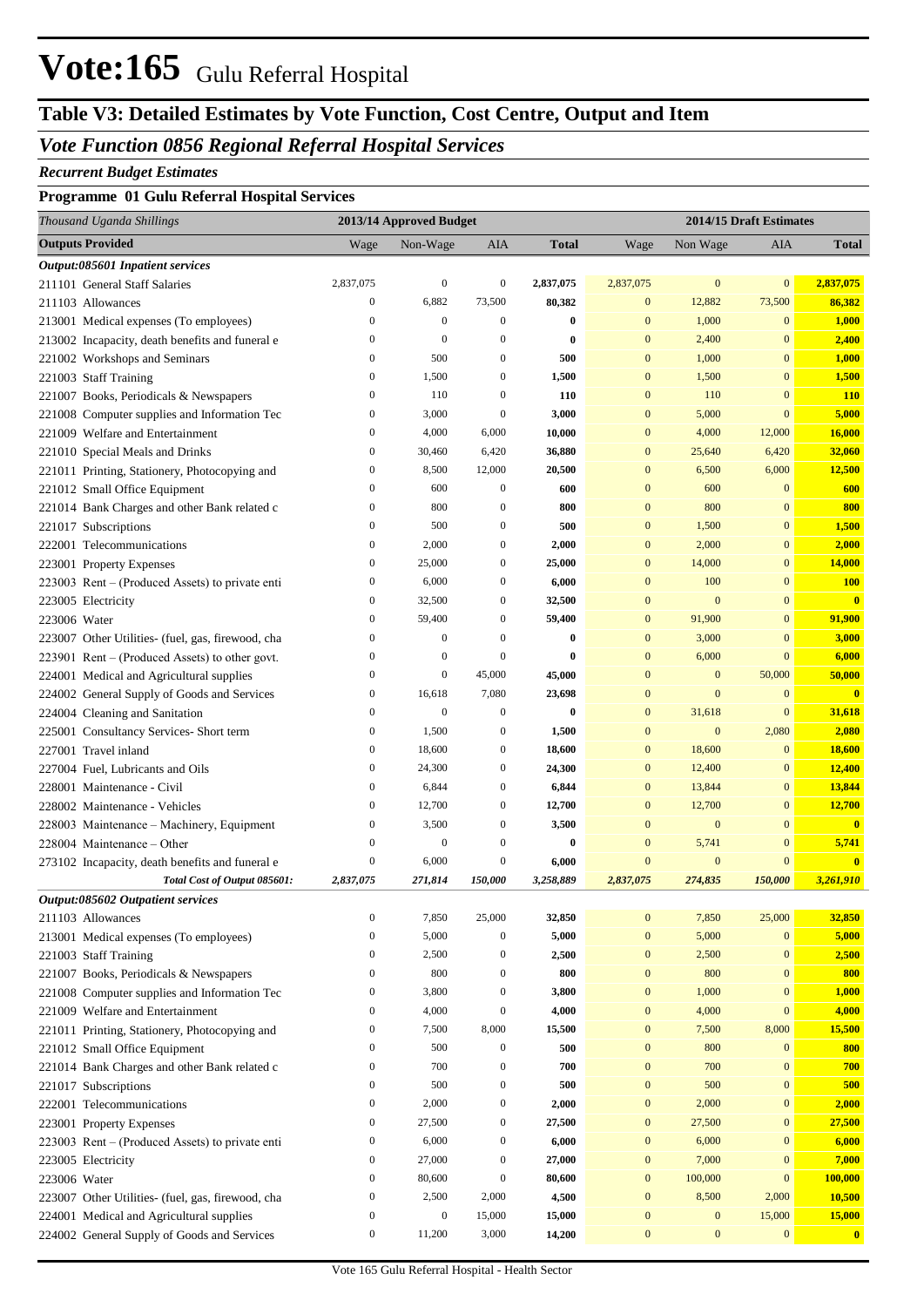# Vote:165 Gulu Referral Hospital

## Table V3: Detailed Estimates by Vote Function, Cost Centre, Output and Item

### *Vote Function 0856 Regional Referral Hospital Services*

***Recurrent Budget Estimates***

**Programme 01 Gulu Referral Hospital Services**

| *Thousand Uganda Shillings* | 2013/14 Approved Budget | | | | 2014/15 Draft Estimates | | | |
|---|---|---|---|---|---|---|---|---|
| **Outputs Provided** | Wage | Non-Wage | AIA | **Total** | Wage | Non Wage | AIA | **Total** |
| ***Output:085601 Inpatient services*** | | | | | | | | |
| 211101 General Staff Salaries | 2,837,075 | 0 | 0 | **2,837,075** | 2,837,075 | 0 | 0 | **2,837,075** |
| 211103 Allowances | 0 | 6,882 | 73,500 | **80,382** | 0 | 12,882 | 73,500 | **86,382** |
| 213001 Medical expenses (To employees) | 0 | 0 | 0 | **0** | 0 | 1,000 | 0 | **1,000** |
| 213002 Incapacity, death benefits and funeral e | 0 | 0 | 0 | **0** | 0 | 2,400 | 0 | **2,400** |
| 221002 Workshops and Seminars | 0 | 500 | 0 | **500** | 0 | 1,000 | 0 | **1,000** |
| 221003 Staff Training | 0 | 1,500 | 0 | **1,500** | 0 | 1,500 | 0 | **1,500** |
| 221007 Books, Periodicals & Newspapers | 0 | 110 | 0 | **110** | 0 | 110 | 0 | **110** |
| 221008 Computer supplies and Information Tec | 0 | 3,000 | 0 | **3,000** | 0 | 5,000 | 0 | **5,000** |
| 221009 Welfare and Entertainment | 0 | 4,000 | 6,000 | **10,000** | 0 | 4,000 | 12,000 | **16,000** |
| 221010 Special Meals and Drinks | 0 | 30,460 | 6,420 | **36,880** | 0 | 25,640 | 6,420 | **32,060** |
| 221011 Printing, Stationery, Photocopying and | 0 | 8,500 | 12,000 | **20,500** | 0 | 6,500 | 6,000 | **12,500** |
| 221012 Small Office Equipment | 0 | 600 | 0 | **600** | 0 | 600 | 0 | **600** |
| 221014 Bank Charges and other Bank related c | 0 | 800 | 0 | **800** | 0 | 800 | 0 | **800** |
| 221017 Subscriptions | 0 | 500 | 0 | **500** | 0 | 1,500 | 0 | **1,500** |
| 222001 Telecommunications | 0 | 2,000 | 0 | **2,000** | 0 | 2,000 | 0 | **2,000** |
| 223001 Property Expenses | 0 | 25,000 | 0 | **25,000** | 0 | 14,000 | 0 | **14,000** |
| 223003 Rent – (Produced Assets) to private enti | 0 | 6,000 | 0 | **6,000** | 0 | 100 | 0 | **100** |
| 223005 Electricity | 0 | 32,500 | 0 | **32,500** | 0 | 0 | 0 | **0** |
| 223006 Water | 0 | 59,400 | 0 | **59,400** | 0 | 91,900 | 0 | **91,900** |
| 223007 Other Utilities- (fuel, gas, firewood, cha | 0 | 0 | 0 | **0** | 0 | 3,000 | 0 | **3,000** |
| 223901 Rent – (Produced Assets) to other govt. | 0 | 0 | 0 | **0** | 0 | 6,000 | 0 | **6,000** |
| 224001 Medical and Agricultural supplies | 0 | 0 | 45,000 | **45,000** | 0 | 0 | 50,000 | **50,000** |
| 224002 General Supply of Goods and Services | 0 | 16,618 | 7,080 | **23,698** | 0 | 0 | 0 | **0** |
| 224004 Cleaning and Sanitation | 0 | 0 | 0 | **0** | 0 | 31,618 | 0 | **31,618** |
| 225001 Consultancy Services- Short term | 0 | 1,500 | 0 | **1,500** | 0 | 0 | 2,080 | **2,080** |
| 227001 Travel inland | 0 | 18,600 | 0 | **18,600** | 0 | 18,600 | 0 | **18,600** |
| 227004 Fuel, Lubricants and Oils | 0 | 24,300 | 0 | **24,300** | 0 | 12,400 | 0 | **12,400** |
| 228001 Maintenance - Civil | 0 | 6,844 | 0 | **6,844** | 0 | 13,844 | 0 | **13,844** |
| 228002 Maintenance - Vehicles | 0 | 12,700 | 0 | **12,700** | 0 | 12,700 | 0 | **12,700** |
| 228003 Maintenance – Machinery, Equipment | 0 | 3,500 | 0 | **3,500** | 0 | 0 | 0 | **0** |
| 228004 Maintenance – Other | 0 | 0 | 0 | **0** | 0 | 5,741 | 0 | **5,741** |
| 273102 Incapacity, death benefits and funeral e | 0 | 6,000 | 0 | **6,000** | 0 | 0 | 0 | **0** |
| ***Total Cost of Output 085601:*** | ***2,837,075*** | ***271,814*** | ***150,000*** | ***3,258,889*** | ***2,837,075*** | ***274,835*** | ***150,000*** | ***3,261,910*** |
| ***Output:085602 Outpatient services*** | | | | | | | | |
| 211103 Allowances | 0 | 7,850 | 25,000 | **32,850** | 0 | 7,850 | 25,000 | **32,850** |
| 213001 Medical expenses (To employees) | 0 | 5,000 | 0 | **5,000** | 0 | 5,000 | 0 | **5,000** |
| 221003 Staff Training | 0 | 2,500 | 0 | **2,500** | 0 | 2,500 | 0 | **2,500** |
| 221007 Books, Periodicals & Newspapers | 0 | 800 | 0 | **800** | 0 | 800 | 0 | **800** |
| 221008 Computer supplies and Information Tec | 0 | 3,800 | 0 | **3,800** | 0 | 1,000 | 0 | **1,000** |
| 221009 Welfare and Entertainment | 0 | 4,000 | 0 | **4,000** | 0 | 4,000 | 0 | **4,000** |
| 221011 Printing, Stationery, Photocopying and | 0 | 7,500 | 8,000 | **15,500** | 0 | 7,500 | 8,000 | **15,500** |
| 221012 Small Office Equipment | 0 | 500 | 0 | **500** | 0 | 800 | 0 | **800** |
| 221014 Bank Charges and other Bank related c | 0 | 700 | 0 | **700** | 0 | 700 | 0 | **700** |
| 221017 Subscriptions | 0 | 500 | 0 | **500** | 0 | 500 | 0 | **500** |
| 222001 Telecommunications | 0 | 2,000 | 0 | **2,000** | 0 | 2,000 | 0 | **2,000** |
| 223001 Property Expenses | 0 | 27,500 | 0 | **27,500** | 0 | 27,500 | 0 | **27,500** |
| 223003 Rent – (Produced Assets) to private enti | 0 | 6,000 | 0 | **6,000** | 0 | 6,000 | 0 | **6,000** |
| 223005 Electricity | 0 | 27,000 | 0 | **27,000** | 0 | 7,000 | 0 | **7,000** |
| 223006 Water | 0 | 80,600 | 0 | **80,600** | 0 | 100,000 | 0 | **100,000** |
| 223007 Other Utilities- (fuel, gas, firewood, cha | 0 | 2,500 | 2,000 | **4,500** | 0 | 8,500 | 2,000 | **10,500** |
| 224001 Medical and Agricultural supplies | 0 | 0 | 15,000 | **15,000** | 0 | 0 | 15,000 | **15,000** |
| 224002 General Supply of Goods and Services | 0 | 11,200 | 3,000 | **14,200** | 0 | 0 | 0 | **0** |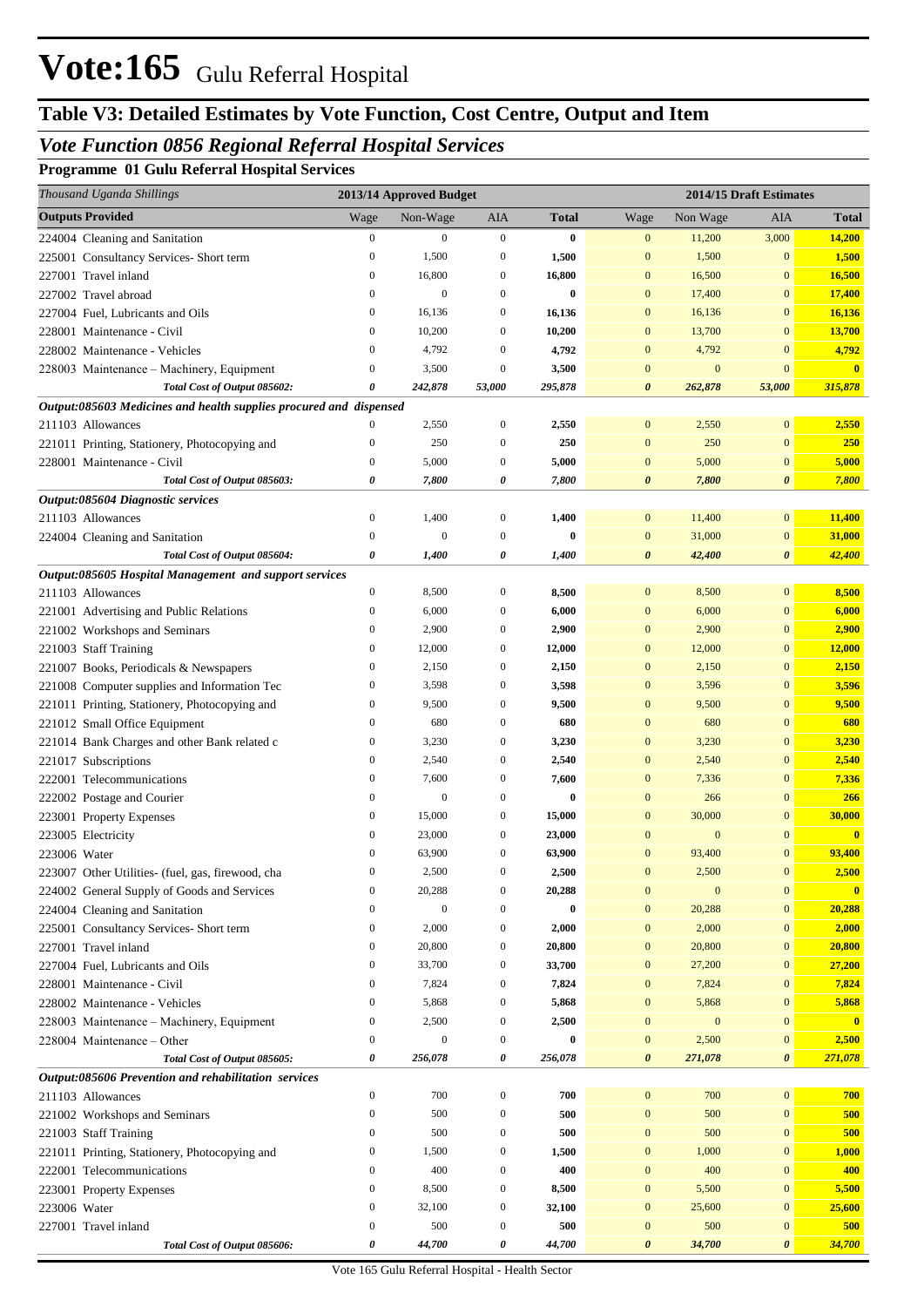# Vote:165 Gulu Referral Hospital

## Table V3: Detailed Estimates by Vote Function, Cost Centre, Output and Item

### *Vote Function 0856 Regional Referral Hospital Services*

**Programme 01 Gulu Referral Hospital Services**

| *Thousand Uganda Shillings* | 2013/14 Approved Budget | | | | 2014/15 Draft Estimates | | | |
|---|---|---|---|---|---|---|---|---|
| **Outputs Provided** | Wage | Non-Wage | AIA | **Total** | Wage | Non Wage | AIA | **Total** |
| 224004 Cleaning and Sanitation | 0 | 0 | 0 | **0** | 0 | 11,200 | 3,000 | **14,200** |
| 225001 Consultancy Services- Short term | 0 | 1,500 | 0 | **1,500** | 0 | 1,500 | 0 | **1,500** |
| 227001 Travel inland | 0 | 16,800 | 0 | **16,800** | 0 | 16,500 | 0 | **16,500** |
| 227002 Travel abroad | 0 | 0 | 0 | **0** | 0 | 17,400 | 0 | **17,400** |
| 227004 Fuel, Lubricants and Oils | 0 | 16,136 | 0 | **16,136** | 0 | 16,136 | 0 | **16,136** |
| 228001 Maintenance - Civil | 0 | 10,200 | 0 | **10,200** | 0 | 13,700 | 0 | **13,700** |
| 228002 Maintenance - Vehicles | 0 | 4,792 | 0 | **4,792** | 0 | 4,792 | 0 | **4,792** |
| 228003 Maintenance – Machinery, Equipment | 0 | 3,500 | 0 | **3,500** | 0 | 0 | 0 | **0** |
| *Total Cost of Output 085602:* | *0* | *242,878* | *53,000* | *295,878* | *0* | *262,878* | *53,000* | *315,878* |
| ***Output:085603 Medicines and health supplies procured and dispensed*** | | | | | | | | |
| 211103 Allowances | 0 | 2,550 | 0 | **2,550** | 0 | 2,550 | 0 | **2,550** |
| 221011 Printing, Stationery, Photocopying and | 0 | 250 | 0 | **250** | 0 | 250 | 0 | **250** |
| 228001 Maintenance - Civil | 0 | 5,000 | 0 | **5,000** | 0 | 5,000 | 0 | **5,000** |
| *Total Cost of Output 085603:* | *0* | *7,800* | *0* | *7,800* | *0* | *7,800* | *0* | *7,800* |
| ***Output:085604 Diagnostic services*** | | | | | | | | |
| 211103 Allowances | 0 | 1,400 | 0 | **1,400** | 0 | 11,400 | 0 | **11,400** |
| 224004 Cleaning and Sanitation | 0 | 0 | 0 | **0** | 0 | 31,000 | 0 | **31,000** |
| *Total Cost of Output 085604:* | *0* | *1,400* | *0* | *1,400* | *0* | *42,400* | *0* | *42,400* |
| ***Output:085605 Hospital Management and support services*** | | | | | | | | |
| 211103 Allowances | 0 | 8,500 | 0 | **8,500** | 0 | 8,500 | 0 | **8,500** |
| 221001 Advertising and Public Relations | 0 | 6,000 | 0 | **6,000** | 0 | 6,000 | 0 | **6,000** |
| 221002 Workshops and Seminars | 0 | 2,900 | 0 | **2,900** | 0 | 2,900 | 0 | **2,900** |
| 221003 Staff Training | 0 | 12,000 | 0 | **12,000** | 0 | 12,000 | 0 | **12,000** |
| 221007 Books, Periodicals & Newspapers | 0 | 2,150 | 0 | **2,150** | 0 | 2,150 | 0 | **2,150** |
| 221008 Computer supplies and Information Tec | 0 | 3,598 | 0 | **3,598** | 0 | 3,596 | 0 | **3,596** |
| 221011 Printing, Stationery, Photocopying and | 0 | 9,500 | 0 | **9,500** | 0 | 9,500 | 0 | **9,500** |
| 221012 Small Office Equipment | 0 | 680 | 0 | **680** | 0 | 680 | 0 | **680** |
| 221014 Bank Charges and other Bank related c | 0 | 3,230 | 0 | **3,230** | 0 | 3,230 | 0 | **3,230** |
| 221017 Subscriptions | 0 | 2,540 | 0 | **2,540** | 0 | 2,540 | 0 | **2,540** |
| 222001 Telecommunications | 0 | 7,600 | 0 | **7,600** | 0 | 7,336 | 0 | **7,336** |
| 222002 Postage and Courier | 0 | 0 | 0 | **0** | 0 | 266 | 0 | **266** |
| 223001 Property Expenses | 0 | 15,000 | 0 | **15,000** | 0 | 30,000 | 0 | **30,000** |
| 223005 Electricity | 0 | 23,000 | 0 | **23,000** | 0 | 0 | 0 | **0** |
| 223006 Water | 0 | 63,900 | 0 | **63,900** | 0 | 93,400 | 0 | **93,400** |
| 223007 Other Utilities- (fuel, gas, firewood, cha | 0 | 2,500 | 0 | **2,500** | 0 | 2,500 | 0 | **2,500** |
| 224002 General Supply of Goods and Services | 0 | 20,288 | 0 | **20,288** | 0 | 0 | 0 | **0** |
| 224004 Cleaning and Sanitation | 0 | 0 | 0 | **0** | 0 | 20,288 | 0 | **20,288** |
| 225001 Consultancy Services- Short term | 0 | 2,000 | 0 | **2,000** | 0 | 2,000 | 0 | **2,000** |
| 227001 Travel inland | 0 | 20,800 | 0 | **20,800** | 0 | 20,800 | 0 | **20,800** |
| 227004 Fuel, Lubricants and Oils | 0 | 33,700 | 0 | **33,700** | 0 | 27,200 | 0 | **27,200** |
| 228001 Maintenance - Civil | 0 | 7,824 | 0 | **7,824** | 0 | 7,824 | 0 | **7,824** |
| 228002 Maintenance - Vehicles | 0 | 5,868 | 0 | **5,868** | 0 | 5,868 | 0 | **5,868** |
| 228003 Maintenance – Machinery, Equipment | 0 | 2,500 | 0 | **2,500** | 0 | 0 | 0 | **0** |
| 228004 Maintenance – Other | 0 | 0 | 0 | **0** | 0 | 2,500 | 0 | **2,500** |
| *Total Cost of Output 085605:* | *0* | *256,078* | *0* | *256,078* | *0* | *271,078* | *0* | *271,078* |
| ***Output:085606 Prevention and rehabilitation services*** | | | | | | | | |
| 211103 Allowances | 0 | 700 | 0 | **700** | 0 | 700 | 0 | **700** |
| 221002 Workshops and Seminars | 0 | 500 | 0 | **500** | 0 | 500 | 0 | **500** |
| 221003 Staff Training | 0 | 500 | 0 | **500** | 0 | 500 | 0 | **500** |
| 221011 Printing, Stationery, Photocopying and | 0 | 1,500 | 0 | **1,500** | 0 | 1,000 | 0 | **1,000** |
| 222001 Telecommunications | 0 | 400 | 0 | **400** | 0 | 400 | 0 | **400** |
| 223001 Property Expenses | 0 | 8,500 | 0 | **8,500** | 0 | 5,500 | 0 | **5,500** |
| 223006 Water | 0 | 32,100 | 0 | **32,100** | 0 | 25,600 | 0 | **25,600** |
| 227001 Travel inland | 0 | 500 | 0 | **500** | 0 | 500 | 0 | **500** |
| *Total Cost of Output 085606:* | *0* | *44,700* | *0* | *44,700* | *0* | *34,700* | *0* | *34,700* |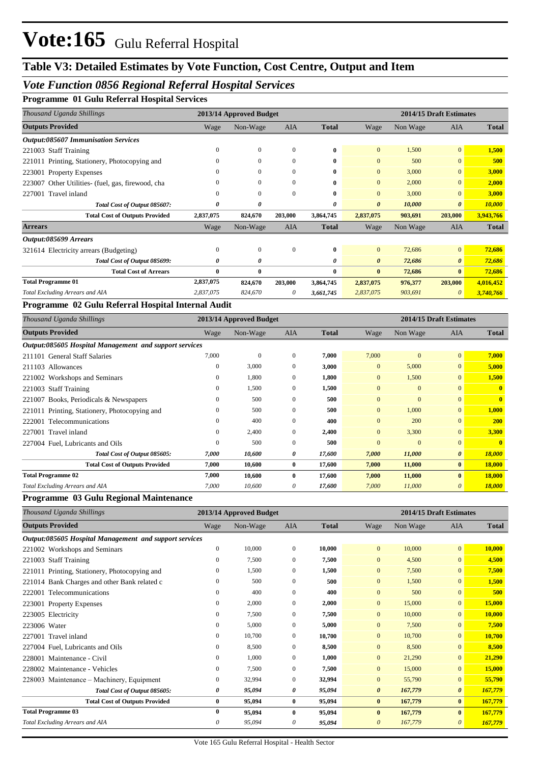# Vote:165 Gulu Referral Hospital

## Table V3: Detailed Estimates by Vote Function, Cost Centre, Output and Item

### *Vote Function 0856 Regional Referral Hospital Services*

**Programme 01 Gulu Referral Hospital Services**

| *Thousand Uganda Shillings* | 2013/14 Approved Budget | | | | 2014/15 Draft Estimates | | | |
|---|---|---|---|---|---|---|---|---|
| **Outputs Provided** | Wage | Non-Wage | AIA | **Total** | Wage | Non Wage | AIA | **Total** |
| ***Output:085607 Immunisation Services*** | | | | | | | | |
| 221003 Staff Training | 0 | 0 | 0 | **0** | 0 | 1,500 | 0 | **1,500** |
| 221011 Printing, Stationery, Photocopying and | 0 | 0 | 0 | **0** | 0 | 500 | 0 | **500** |
| 223001 Property Expenses | 0 | 0 | 0 | **0** | 0 | 3,000 | 0 | **3,000** |
| 223007 Other Utilities- (fuel, gas, firewood, cha | 0 | 0 | 0 | **0** | 0 | 2,000 | 0 | **2,000** |
| 227001 Travel inland | 0 | 0 | 0 | **0** | 0 | 3,000 | 0 | **3,000** |
| *Total Cost of Output 085607:* | *0* | *0* | | *0* | *0* | *10,000* | *0* | *10,000* |
| **Total Cost of Outputs Provided** | **2,837,075** | **824,670** | **203,000** | **3,864,745** | **2,837,075** | **903,691** | **203,000** | **3,943,766** |
| **Arrears** | Wage | Non-Wage | AIA | **Total** | Wage | Non Wage | AIA | **Total** |
| ***Output:085699 Arrears*** | | | | | | | | |
| 321614 Electricity arrears (Budgeting) | 0 | 0 | 0 | **0** | 0 | 72,686 | 0 | **72,686** |
| *Total Cost of Output 085699:* | *0* | *0* | | *0* | *0* | *72,686* | *0* | *72,686* |
| **Total Cost of Arrears** | **0** | **0** | | **0** | **0** | **72,686** | **0** | **72,686** |
| **Total Programme 01** | **2,837,075** | **824,670** | **203,000** | **3,864,745** | **2,837,075** | **976,377** | **203,000** | **4,016,452** |
| *Total Excluding Arrears and AIA* | *2,837,075* | *824,670* | *0* | *3,661,745* | *2,837,075* | *903,691* | *0* | *3,740,766* |

**Programme 02 Gulu Referral Hospital Internal Audit**

| *Thousand Uganda Shillings* | 2013/14 Approved Budget | | | | 2014/15 Draft Estimates | | | |
|---|---|---|---|---|---|---|---|---|
| **Outputs Provided** | Wage | Non-Wage | AIA | **Total** | Wage | Non Wage | AIA | **Total** |
| ***Output:085605 Hospital Management and support services*** | | | | | | | | |
| 211101 General Staff Salaries | 7,000 | 0 | 0 | **7,000** | 7,000 | 0 | 0 | **7,000** |
| 211103 Allowances | 0 | 3,000 | 0 | **3,000** | 0 | 5,000 | 0 | **5,000** |
| 221002 Workshops and Seminars | 0 | 1,800 | 0 | **1,800** | 0 | 1,500 | 0 | **1,500** |
| 221003 Staff Training | 0 | 1,500 | 0 | **1,500** | 0 | 0 | 0 | **0** |
| 221007 Books, Periodicals & Newspapers | 0 | 500 | 0 | **500** | 0 | 0 | 0 | **0** |
| 221011 Printing, Stationery, Photocopying and | 0 | 500 | 0 | **500** | 0 | 1,000 | 0 | **1,000** |
| 222001 Telecommunications | 0 | 400 | 0 | **400** | 0 | 200 | 0 | **200** |
| 227001 Travel inland | 0 | 2,400 | 0 | **2,400** | 0 | 3,300 | 0 | **3,300** |
| 227004 Fuel, Lubricants and Oils | 0 | 500 | 0 | **500** | 0 | 0 | 0 | **0** |
| *Total Cost of Output 085605:* | *7,000* | *10,600* | *0* | *17,600* | *7,000* | *11,000* | *0* | *18,000* |
| **Total Cost of Outputs Provided** | **7,000** | **10,600** | **0** | **17,600** | **7,000** | **11,000** | **0** | **18,000** |
| **Total Programme 02** | **7,000** | **10,600** | **0** | **17,600** | **7,000** | **11,000** | **0** | **18,000** |
| *Total Excluding Arrears and AIA* | *7,000* | *10,600* | *0* | *17,600* | *7,000* | *11,000* | *0* | *18,000* |

**Programme 03 Gulu Regional Maintenance**

| *Thousand Uganda Shillings* | 2013/14 Approved Budget | | | | 2014/15 Draft Estimates | | | |
|---|---|---|---|---|---|---|---|---|
| **Outputs Provided** | Wage | Non-Wage | AIA | **Total** | Wage | Non Wage | AIA | **Total** |
| ***Output:085605 Hospital Management and support services*** | | | | | | | | |
| 221002 Workshops and Seminars | 0 | 10,000 | 0 | **10,000** | 0 | 10,000 | 0 | **10,000** |
| 221003 Staff Training | 0 | 7,500 | 0 | **7,500** | 0 | 4,500 | 0 | **4,500** |
| 221011 Printing, Stationery, Photocopying and | 0 | 1,500 | 0 | **1,500** | 0 | 7,500 | 0 | **7,500** |
| 221014 Bank Charges and other Bank related c | 0 | 500 | 0 | **500** | 0 | 1,500 | 0 | **1,500** |
| 222001 Telecommunications | 0 | 400 | 0 | **400** | 0 | 500 | 0 | **500** |
| 223001 Property Expenses | 0 | 2,000 | 0 | **2,000** | 0 | 15,000 | 0 | **15,000** |
| 223005 Electricity | 0 | 7,500 | 0 | **7,500** | 0 | 10,000 | 0 | **10,000** |
| 223006 Water | 0 | 5,000 | 0 | **5,000** | 0 | 7,500 | 0 | **7,500** |
| 227001 Travel inland | 0 | 10,700 | 0 | **10,700** | 0 | 10,700 | 0 | **10,700** |
| 227004 Fuel, Lubricants and Oils | 0 | 8,500 | 0 | **8,500** | 0 | 8,500 | 0 | **8,500** |
| 228001 Maintenance - Civil | 0 | 1,000 | 0 | **1,000** | 0 | 21,290 | 0 | **21,290** |
| 228002 Maintenance - Vehicles | 0 | 7,500 | 0 | **7,500** | 0 | 15,000 | 0 | **15,000** |
| 228003 Maintenance – Machinery, Equipment | 0 | 32,994 | 0 | **32,994** | 0 | 55,790 | 0 | **55,790** |
| *Total Cost of Output 085605:* | *0* | *95,094* | *0* | *95,094* | *0* | *167,779* | *0* | *167,779* |
| **Total Cost of Outputs Provided** | **0** | **95,094** | **0** | **95,094** | **0** | **167,779** | **0** | **167,779** |
| **Total Programme 03** | **0** | **95,094** | **0** | **95,094** | **0** | **167,779** | **0** | **167,779** |
| *Total Excluding Arrears and AIA* | *0* | *95,094* | *0* | *95,094* | *0* | *167,779* | *0* | *167,779* |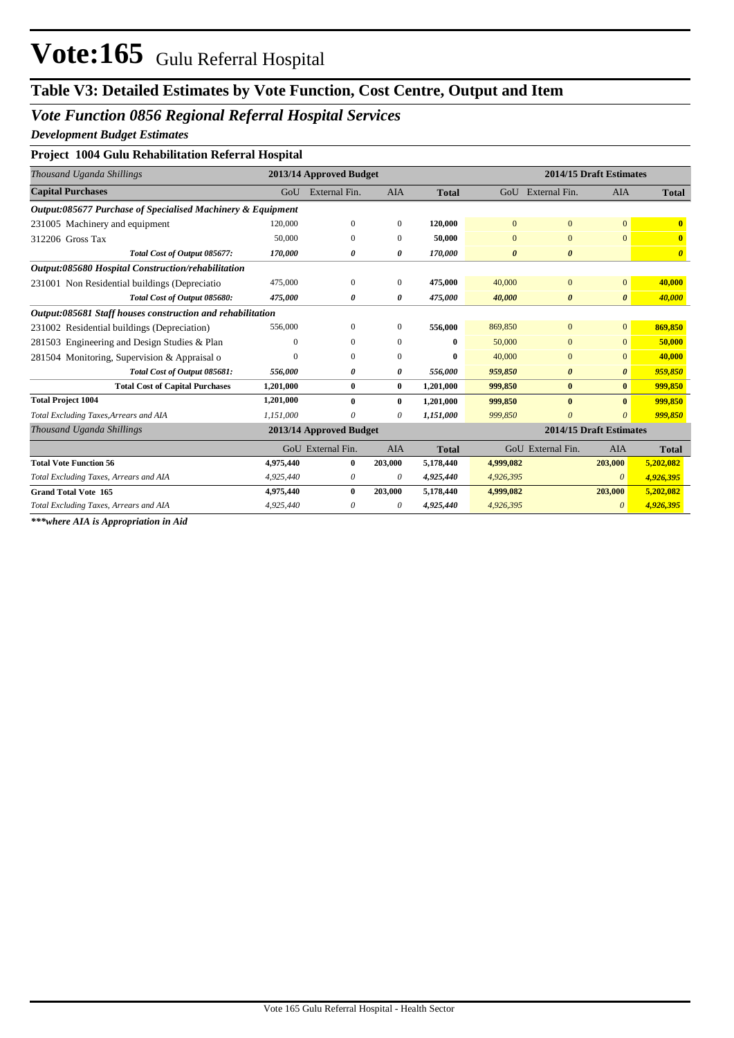# Vote:165 Gulu Referral Hospital

## Table V3: Detailed Estimates by Vote Function, Cost Centre, Output and Item

### *Vote Function 0856 Regional Referral Hospital Services*

***Development Budget Estimates***

**Project 1004 Gulu Rehabilitation Referral Hospital**

| *Thousand Uganda Shillings* | 2013/14 Approved Budget | | | | 2014/15 Draft Estimates | | | |
|---|---|---|---|---|---|---|---|---|
| **Capital Purchases** | GoU | External Fin. | AIA | **Total** | GoU | External Fin. | AIA | **Total** |
| ***Output:085677 Purchase of Specialised Machinery & Equipment*** | | | | | | | | |
| 231005 Machinery and equipment | 120,000 | 0 | 0 | **120,000** | 0 | 0 | 0 | **0** |
| 312206 Gross Tax | 50,000 | 0 | 0 | **50,000** | 0 | 0 | 0 | **0** |
| ***Total Cost of Output 085677:*** | ***170,000*** | ***0*** | ***0*** | ***170,000*** | ***0*** | ***0*** | | ***0*** |
| ***Output:085680 Hospital Construction/rehabilitation*** | | | | | | | | |
| 231001 Non Residential buildings (Depreciatio | 475,000 | 0 | 0 | **475,000** | 40,000 | 0 | 0 | **40,000** |
| ***Total Cost of Output 085680:*** | ***475,000*** | ***0*** | ***0*** | ***475,000*** | ***40,000*** | ***0*** | ***0*** | ***40,000*** |
| ***Output:085681 Staff houses construction and rehabilitation*** | | | | | | | | |
| 231002 Residential buildings (Depreciation) | 556,000 | 0 | 0 | **556,000** | 869,850 | 0 | 0 | **869,850** |
| 281503 Engineering and Design Studies & Plan | 0 | 0 | 0 | **0** | 50,000 | 0 | 0 | **50,000** |
| 281504 Monitoring, Supervision & Appraisal o | 0 | 0 | 0 | **0** | 40,000 | 0 | 0 | **40,000** |
| ***Total Cost of Output 085681:*** | ***556,000*** | ***0*** | ***0*** | ***556,000*** | ***959,850*** | ***0*** | ***0*** | ***959,850*** |
| **Total Cost of Capital Purchases** | **1,201,000** | **0** | **0** | **1,201,000** | **999,850** | **0** | **0** | **999,850** |
| **Total Project 1004** | **1,201,000** | **0** | **0** | **1,201,000** | **999,850** | **0** | **0** | **999,850** |
| *Total Excluding Taxes,Arrears and AIA* | *1,151,000* | *0* | *0* | ***1,151,000*** | *999,850* | *0* | *0* | ***999,850*** |

| *Thousand Uganda Shillings* | 2013/14 Approved Budget | | | | 2014/15 Draft Estimates | | | |
|---|---|---|---|---|---|---|---|---|
| | GoU | External Fin. | AIA | **Total** | GoU | External Fin. | AIA | **Total** |
| **Total Vote Function 56** | **4,975,440** | **0** | **203,000** | **5,178,440** | **4,999,082** | | **203,000** | **5,202,082** |
| *Total Excluding Taxes, Arrears and AIA* | *4,925,440* | *0* | *0* | ***4,925,440*** | *4,926,395* | | *0* | ***4,926,395*** |
| **Grand Total Vote 165** | **4,975,440** | **0** | **203,000** | **5,178,440** | **4,999,082** | | **203,000** | **5,202,082** |
| *Total Excluding Taxes, Arrears and AIA* | *4,925,440* | *0* | *0* | ***4,925,440*** | *4,926,395* | | *0* | ***4,926,395*** |

****\*\*where AIA is Appropriation in Aid***